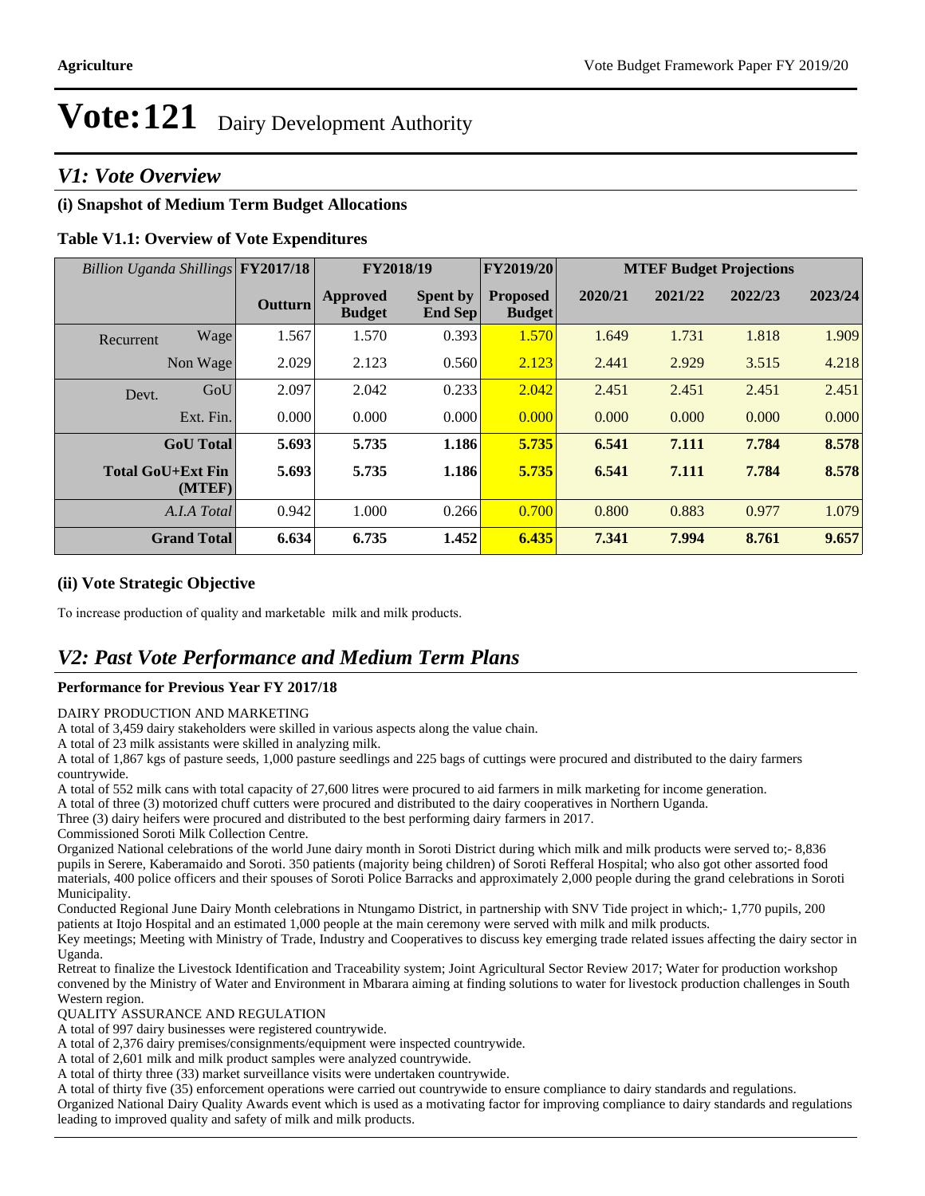# Vote:121 Dairy Development Authority

## *V1: Vote Overview*

### (i) Snapshot of Medium Term Budget Allocations

**Table V1.1: Overview of Vote Expenditures**

| *Billion Uganda Shillings* | | FY2017/18 | FY2018/19 | | FY2019/20 | MTEF Budget Projections | | | |
|---|---|---|---|---|---|---|---|---|---|
| | | **Outturn** | **Approved Budget** | **Spent by End Sep** | **Proposed Budget** | **2020/21** | **2021/22** | **2022/23** | **2023/24** |
| Recurrent | Wage | 1.567 | 1.570 | 0.393 | 1.570 | 1.649 | 1.731 | 1.818 | 1.909 |
| | Non Wage | 2.029 | 2.123 | 0.560 | 2.123 | 2.441 | 2.929 | 3.515 | 4.218 |
| Devt. | GoU | 2.097 | 2.042 | 0.233 | 2.042 | 2.451 | 2.451 | 2.451 | 2.451 |
| | Ext. Fin. | 0.000 | 0.000 | 0.000 | 0.000 | 0.000 | 0.000 | 0.000 | 0.000 |
| | **GoU Total** | **5.693** | **5.735** | **1.186** | **5.735** | **6.541** | **7.111** | **7.784** | **8.578** |
| | **Total GoU+Ext Fin (MTEF)** | **5.693** | **5.735** | **1.186** | **5.735** | **6.541** | **7.111** | **7.784** | **8.578** |
| | *A.I.A Total* | 0.942 | 1.000 | 0.266 | 0.700 | 0.800 | 0.883 | 0.977 | 1.079 |
| | **Grand Total** | **6.634** | **6.735** | **1.452** | **6.435** | **7.341** | **7.994** | **8.761** | **9.657** |

### (ii) Vote Strategic Objective

To increase production of quality and marketable milk and milk products.

## *V2: Past Vote Performance and Medium Term Plans*

**Performance for Previous Year FY 2017/18**

DAIRY PRODUCTION AND MARKETING
A total of 3,459 dairy stakeholders were skilled in various aspects along the value chain.
A total of 23 milk assistants were skilled in analyzing milk.
A total of 1,867 kgs of pasture seeds, 1,000 pasture seedlings and 225 bags of cuttings were procured and distributed to the dairy farmers countrywide.
A total of 552 milk cans with total capacity of 27,600 litres were procured to aid farmers in milk marketing for income generation.
A total of three (3) motorized chuff cutters were procured and distributed to the dairy cooperatives in Northern Uganda.
Three (3) dairy heifers were procured and distributed to the best performing dairy farmers in 2017.
Commissioned Soroti Milk Collection Centre.
Organized National celebrations of the world June dairy month in Soroti District during which milk and milk products were served to;- 8,836 pupils in Serere, Kaberamaido and Soroti. 350 patients (majority being children) of Soroti Refferal Hospital; who also got other assorted food materials, 400 police officers and their spouses of Soroti Police Barracks and approximately 2,000 people during the grand celebrations in Soroti Municipality.
Conducted Regional June Dairy Month celebrations in Ntungamo District, in partnership with SNV Tide project in which;- 1,770 pupils, 200 patients at Itojo Hospital and an estimated 1,000 people at the main ceremony were served with milk and milk products.
Key meetings; Meeting with Ministry of Trade, Industry and Cooperatives to discuss key emerging trade related issues affecting the dairy sector in Uganda.
Retreat to finalize the Livestock Identification and Traceability system; Joint Agricultural Sector Review 2017; Water for production workshop convened by the Ministry of Water and Environment in Mbarara aiming at finding solutions to water for livestock production challenges in South Western region.
QUALITY ASSURANCE AND REGULATION
A total of 997 dairy businesses were registered countrywide.
A total of 2,376 dairy premises/consignments/equipment were inspected countrywide.
A total of 2,601 milk and milk product samples were analyzed countrywide.
A total of thirty three (33) market surveillance visits were undertaken countrywide.
A total of thirty five (35) enforcement operations were carried out countrywide to ensure compliance to dairy standards and regulations.
Organized National Dairy Quality Awards event which is used as a motivating factor for improving compliance to dairy standards and regulations leading to improved quality and safety of milk and milk products.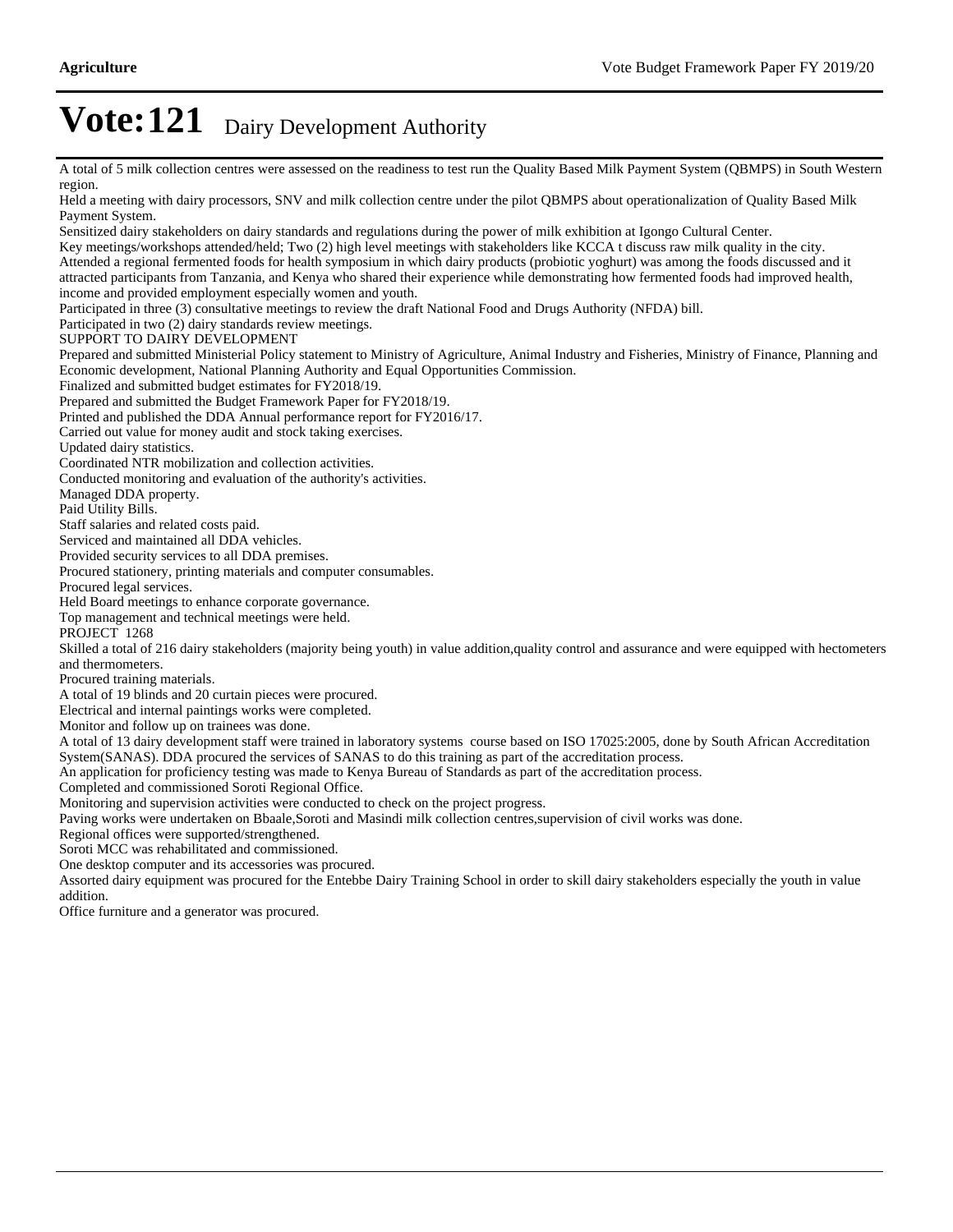# Vote:121 Dairy Development Authority

A total of 5 milk collection centres were assessed on the readiness to test run the Quality Based Milk Payment System (QBMPS) in South Western region.

Held a meeting with dairy processors, SNV and milk collection centre under the pilot QBMPS about operationalization of Quality Based Milk Payment System.

Sensitized dairy stakeholders on dairy standards and regulations during the power of milk exhibition at Igongo Cultural Center.

Key meetings/workshops attended/held; Two (2) high level meetings with stakeholders like KCCA t discuss raw milk quality in the city.

Attended a regional fermented foods for health symposium in which dairy products (probiotic yoghurt) was among the foods discussed and it attracted participants from Tanzania, and Kenya who shared their experience while demonstrating how fermented foods had improved health, income and provided employment especially women and youth.

Participated in three (3) consultative meetings to review the draft National Food and Drugs Authority (NFDA) bill.

Participated in two (2) dairy standards review meetings.

SUPPORT TO DAIRY DEVELOPMENT

Prepared and submitted Ministerial Policy statement to Ministry of Agriculture, Animal Industry and Fisheries, Ministry of Finance, Planning and Economic development, National Planning Authority and Equal Opportunities Commission.

Finalized and submitted budget estimates for FY2018/19.

Prepared and submitted the Budget Framework Paper for FY2018/19.

Printed and published the DDA Annual performance report for FY2016/17.

Carried out value for money audit and stock taking exercises.

Updated dairy statistics.

Coordinated NTR mobilization and collection activities.

Conducted monitoring and evaluation of the authority's activities.

Managed DDA property.

Paid Utility Bills.

Staff salaries and related costs paid.

Serviced and maintained all DDA vehicles.

Provided security services to all DDA premises.

Procured stationery, printing materials and computer consumables.

Procured legal services.

Held Board meetings to enhance corporate governance.

Top management and technical meetings were held.

PROJECT 1268

Skilled a total of 216 dairy stakeholders (majority being youth) in value addition,quality control and assurance and were equipped with hectometers and thermometers.

Procured training materials.

A total of 19 blinds and 20 curtain pieces were procured.

Electrical and internal paintings works were completed.

Monitor and follow up on trainees was done.

A total of 13 dairy development staff were trained in laboratory systems course based on ISO 17025:2005, done by South African Accreditation System(SANAS). DDA procured the services of SANAS to do this training as part of the accreditation process.

An application for proficiency testing was made to Kenya Bureau of Standards as part of the accreditation process.

Completed and commissioned Soroti Regional Office.

Monitoring and supervision activities were conducted to check on the project progress.

Paving works were undertaken on Bbaale,Soroti and Masindi milk collection centres,supervision of civil works was done.

Regional offices were supported/strengthened.

Soroti MCC was rehabilitated and commissioned.

One desktop computer and its accessories was procured.

Assorted dairy equipment was procured for the Entebbe Dairy Training School in order to skill dairy stakeholders especially the youth in value addition.

Office furniture and a generator was procured.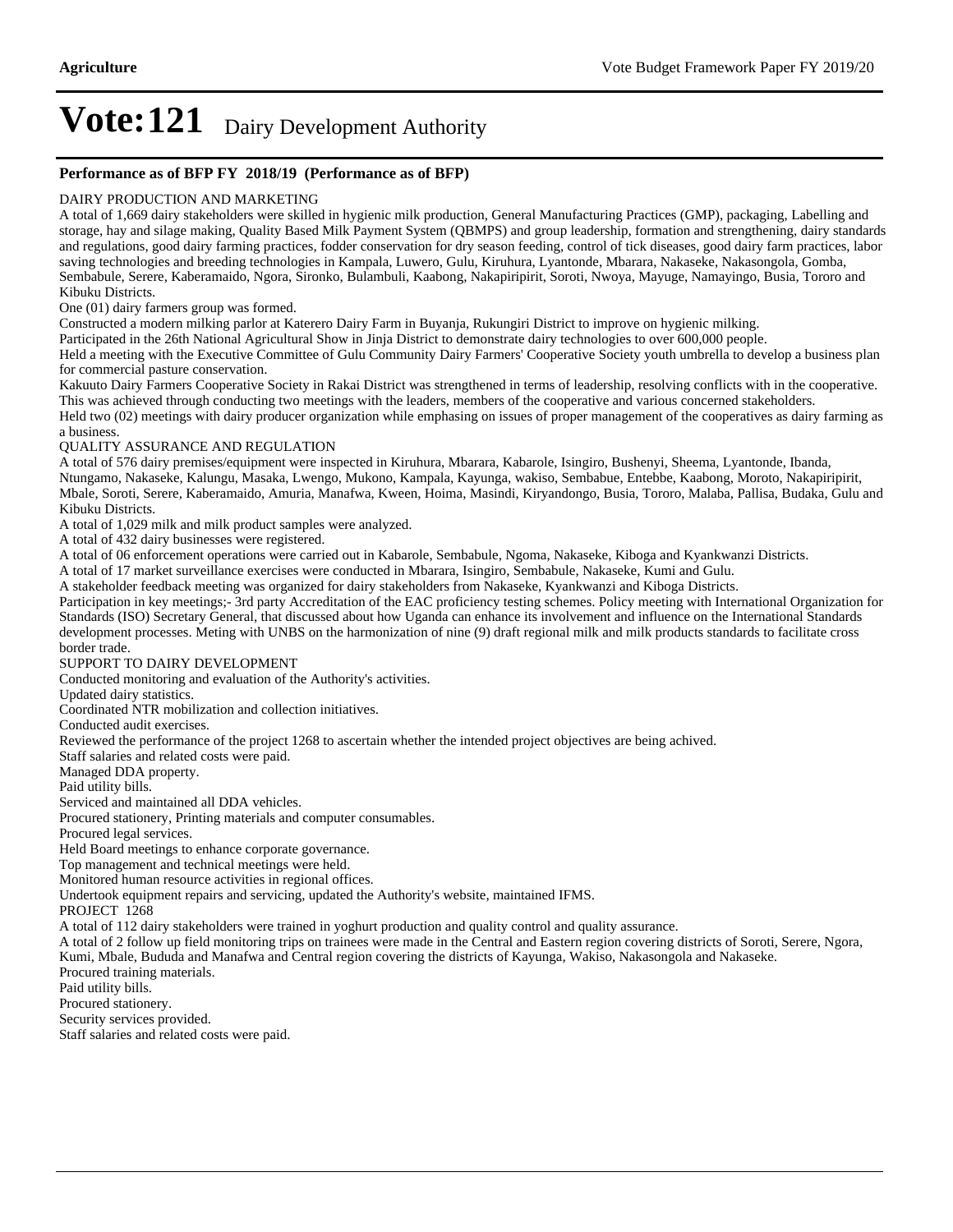# Vote:121 Dairy Development Authority

**Performance as of BFP FY 2018/19 (Performance as of BFP)**

DAIRY PRODUCTION AND MARKETING

A total of 1,669 dairy stakeholders were skilled in hygienic milk production, General Manufacturing Practices (GMP), packaging, Labelling and storage, hay and silage making, Quality Based Milk Payment System (QBMPS) and group leadership, formation and strengthening, dairy standards and regulations, good dairy farming practices, fodder conservation for dry season feeding, control of tick diseases, good dairy farm practices, labor saving technologies and breeding technologies in Kampala, Luwero, Gulu, Kiruhura, Lyantonde, Mbarara, Nakaseke, Nakasongola, Gomba, Sembabule, Serere, Kaberamaido, Ngora, Sironko, Bulambuli, Kaabong, Nakapiripirit, Soroti, Nwoya, Mayuge, Namayingo, Busia, Tororo and Kibuku Districts.

One (01) dairy farmers group was formed.

Constructed a modern milking parlor at Katerero Dairy Farm in Buyanja, Rukungiri District to improve on hygienic milking.

Participated in the 26th National Agricultural Show in Jinja District to demonstrate dairy technologies to over 600,000 people.

Held a meeting with the Executive Committee of Gulu Community Dairy Farmers' Cooperative Society youth umbrella to develop a business plan for commercial pasture conservation.

Kakuuto Dairy Farmers Cooperative Society in Rakai District was strengthened in terms of leadership, resolving conflicts with in the cooperative. This was achieved through conducting two meetings with the leaders, members of the cooperative and various concerned stakeholders.

Held two (02) meetings with dairy producer organization while emphasing on issues of proper management of the cooperatives as dairy farming as a business.

QUALITY ASSURANCE AND REGULATION

A total of 576 dairy premises/equipment were inspected in Kiruhura, Mbarara, Kabarole, Isingiro, Bushenyi, Sheema, Lyantonde, Ibanda, Ntungamo, Nakaseke, Kalungu, Masaka, Lwengo, Mukono, Kampala, Kayunga, wakiso, Sembabue, Entebbe, Kaabong, Moroto, Nakapiripirit, Mbale, Soroti, Serere, Kaberamaido, Amuria, Manafwa, Kween, Hoima, Masindi, Kiryandongo, Busia, Tororo, Malaba, Pallisa, Budaka, Gulu and Kibuku Districts.

A total of 1,029 milk and milk product samples were analyzed.

A total of 432 dairy businesses were registered.

A total of 06 enforcement operations were carried out in Kabarole, Sembabule, Ngoma, Nakaseke, Kiboga and Kyankwanzi Districts.

A total of 17 market surveillance exercises were conducted in Mbarara, Isingiro, Sembabule, Nakaseke, Kumi and Gulu.

A stakeholder feedback meeting was organized for dairy stakeholders from Nakaseke, Kyankwanzi and Kiboga Districts.

Participation in key meetings;- 3rd party Accreditation of the EAC proficiency testing schemes. Policy meeting with International Organization for Standards (ISO) Secretary General, that discussed about how Uganda can enhance its involvement and influence on the International Standards development processes. Meting with UNBS on the harmonization of nine (9) draft regional milk and milk products standards to facilitate cross border trade.

SUPPORT TO DAIRY DEVELOPMENT

Conducted monitoring and evaluation of the Authority's activities.

Updated dairy statistics.

Coordinated NTR mobilization and collection initiatives.

Conducted audit exercises.

Reviewed the performance of the project 1268 to ascertain whether the intended project objectives are being achived.

Staff salaries and related costs were paid.

Managed DDA property.

Paid utility bills.

Serviced and maintained all DDA vehicles.

Procured stationery, Printing materials and computer consumables.

Procured legal services.

Held Board meetings to enhance corporate governance.

Top management and technical meetings were held.

Monitored human resource activities in regional offices.

Undertook equipment repairs and servicing, updated the Authority's website, maintained IFMS.

PROJECT 1268

A total of 112 dairy stakeholders were trained in yoghurt production and quality control and quality assurance.

A total of 2 follow up field monitoring trips on trainees were made in the Central and Eastern region covering districts of Soroti, Serere, Ngora, Kumi, Mbale, Bududa and Manafwa and Central region covering the districts of Kayunga, Wakiso, Nakasongola and Nakaseke.

Procured training materials.

Paid utility bills.

Procured stationery.

Security services provided.

Staff salaries and related costs were paid.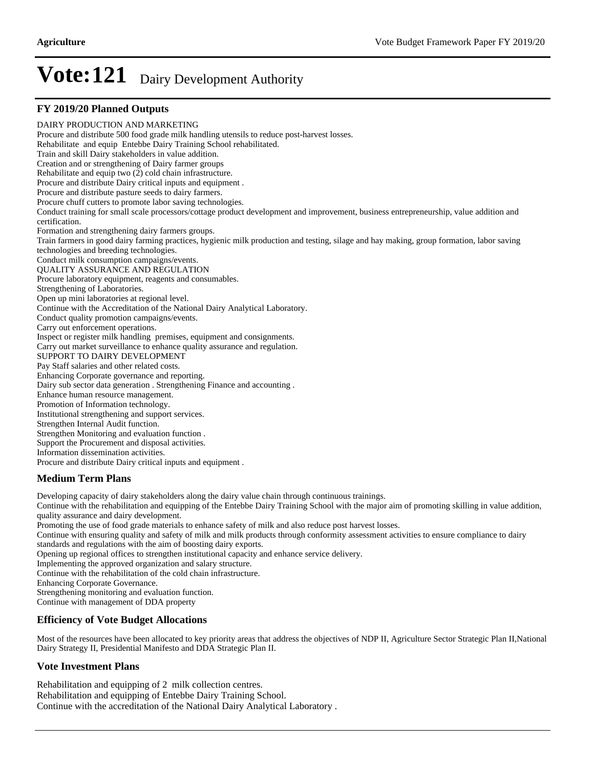# Vote:121 Dairy Development Authority

## FY 2019/20 Planned Outputs

DAIRY PRODUCTION AND MARKETING
Procure and distribute 500 food grade milk handling utensils to reduce post-harvest losses.
Rehabilitate and equip Entebbe Dairy Training School rehabilitated.
Train and skill Dairy stakeholders in value addition.
Creation and or strengthening of Dairy farmer groups
Rehabilitate and equip two (2) cold chain infrastructure.
Procure and distribute Dairy critical inputs and equipment .
Procure and distribute pasture seeds to dairy farmers.
Procure chuff cutters to promote labor saving technologies.
Conduct training for small scale processors/cottage product development and improvement, business entrepreneurship, value addition and certification.
Formation and strengthening dairy farmers groups.
Train farmers in good dairy farming practices, hygienic milk production and testing, silage and hay making, group formation, labor saving technologies and breeding technologies.
Conduct milk consumption campaigns/events.
QUALITY ASSURANCE AND REGULATION
Procure laboratory equipment, reagents and consumables.
Strengthening of Laboratories.
Open up mini laboratories at regional level.
Continue with the Accreditation of the National Dairy Analytical Laboratory.
Conduct quality promotion campaigns/events.
Carry out enforcement operations.
Inspect or register milk handling premises, equipment and consignments.
Carry out market surveillance to enhance quality assurance and regulation.
SUPPORT TO DAIRY DEVELOPMENT
Pay Staff salaries and other related costs.
Enhancing Corporate governance and reporting.
Dairy sub sector data generation . Strengthening Finance and accounting .
Enhance human resource management.
Promotion of Information technology.
Institutional strengthening and support services.
Strengthen Internal Audit function.
Strengthen Monitoring and evaluation function .
Support the Procurement and disposal activities.
Information dissemination activities.
Procure and distribute Dairy critical inputs and equipment .

## Medium Term Plans

Developing capacity of dairy stakeholders along the dairy value chain through continuous trainings.
Continue with the rehabilitation and equipping of the Entebbe Dairy Training School with the major aim of promoting skilling in value addition, quality assurance and dairy development.
Promoting the use of food grade materials to enhance safety of milk and also reduce post harvest losses.
Continue with ensuring quality and safety of milk and milk products through conformity assessment activities to ensure compliance to dairy standards and regulations with the aim of boosting dairy exports.
Opening up regional offices to strengthen institutional capacity and enhance service delivery.
Implementing the approved organization and salary structure.
Continue with the rehabilitation of the cold chain infrastructure.
Enhancing Corporate Governance.
Strengthening monitoring and evaluation function.
Continue with management of DDA property

## Efficiency of Vote Budget Allocations

Most of the resources have been allocated to key priority areas that address the objectives of NDP II, Agriculture Sector Strategic Plan II,National Dairy Strategy II, Presidential Manifesto and DDA Strategic Plan II.

## Vote Investment Plans

Rehabilitation and equipping of 2 milk collection centres.
Rehabilitation and equipping of Entebbe Dairy Training School.
Continue with the accreditation of the National Dairy Analytical Laboratory .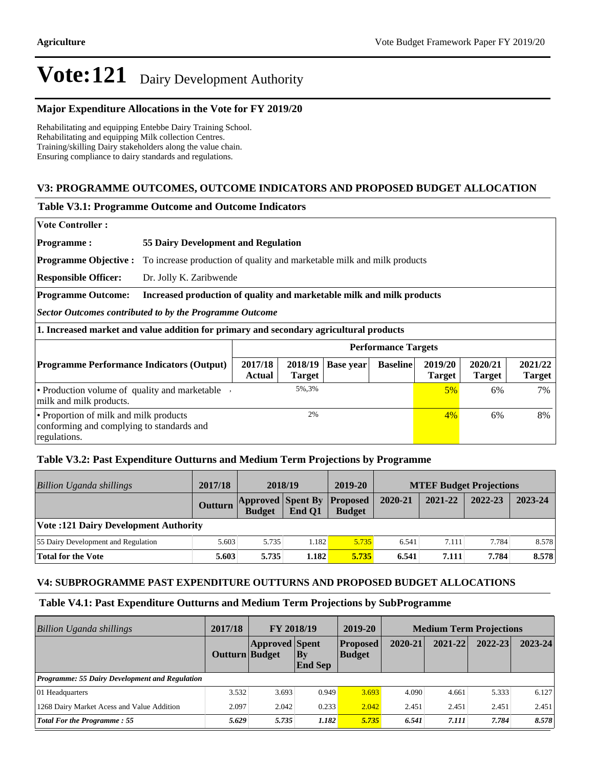# Vote:121 Dairy Development Authority

## Major Expenditure Allocations in the Vote for FY 2019/20

Rehabilitating and equipping Entebbe Dairy Training School.
Rehabilitating and equipping Milk collection Centres.
Training/skilling Dairy stakeholders along the value chain.
Ensuring compliance to dairy standards and regulations.

## V3: PROGRAMME OUTCOMES, OUTCOME INDICATORS AND PROPOSED BUDGET ALLOCATION

### Table V3.1: Programme Outcome and Outcome Indicators

**Vote Controller :**

**Programme :** 55 Dairy Development and Regulation

**Programme Objective :** To increase production of quality and marketable milk and milk products

**Responsible Officer:** Dr. Jolly K. Zaribwende

**Programme Outcome:** Increased production of quality and marketable milk and milk products

***Sector Outcomes contributed to by the Programme Outcome***

**1. Increased market and value addition for primary and secondary agricultural products**

| Programme Performance Indicators (Output) | Performance Targets | | | | | | |
|---|---|---|---|---|---|---|---|
| | 2017/18 Actual | 2018/19 Target | Base year | Baseline | 2019/20 Target | 2020/21 Target | 2021/22 Target |
| • Production volume of quality and marketable milk and milk products. | | 5%,3% | | | 5% | 6% | 7% |
| • Proportion of milk and milk products conforming and complying to standards and regulations. | | 2% | | | 4% | 6% | 8% |

### Table V3.2: Past Expenditure Outturns and Medium Term Projections by Programme

| *Billion Uganda shillings* | 2017/18 | 2018/19 | | 2019-20 | MTEF Budget Projections | | | |
|---|---|---|---|---|---|---|---|---|
| | Outturn | Approved Budget | Spent By End Q1 | Proposed Budget | 2020-21 | 2021-22 | 2022-23 | 2023-24 |
| **Vote :121 Dairy Development Authority** | | | | | | | | |
| 55 Dairy Development and Regulation | 5.603 | 5.735 | 1.182 | 5.735 | 6.541 | 7.111 | 7.784 | 8.578 |
| **Total for the Vote** | **5.603** | **5.735** | **1.182** | **5.735** | **6.541** | **7.111** | **7.784** | **8.578** |

## V4: SUBPROGRAMME PAST EXPENDITURE OUTTURNS AND PROPOSED BUDGET ALLOCATIONS

### Table V4.1: Past Expenditure Outturns and Medium Term Projections by SubProgramme

| *Billion Uganda shillings* | 2017/18 | FY 2018/19 | | 2019-20 | Medium Term Projections | | | |
|---|---|---|---|---|---|---|---|---|
| | Outturn | Approved Budget | Spent By End Sep | Proposed Budget | 2020-21 | 2021-22 | 2022-23 | 2023-24 |
| ***Programme: 55 Dairy Development and Regulation*** | | | | | | | | |
| 01 Headquarters | 3.532 | 3.693 | 0.949 | 3.693 | 4.090 | 4.661 | 5.333 | 6.127 |
| 1268 Dairy Market Acess and Value Addition | 2.097 | 2.042 | 0.233 | 2.042 | 2.451 | 2.451 | 2.451 | 2.451 |
| ***Total For the Programme : 55*** | ***5.629*** | ***5.735*** | ***1.182*** | ***5.735*** | ***6.541*** | ***7.111*** | ***7.784*** | ***8.578*** |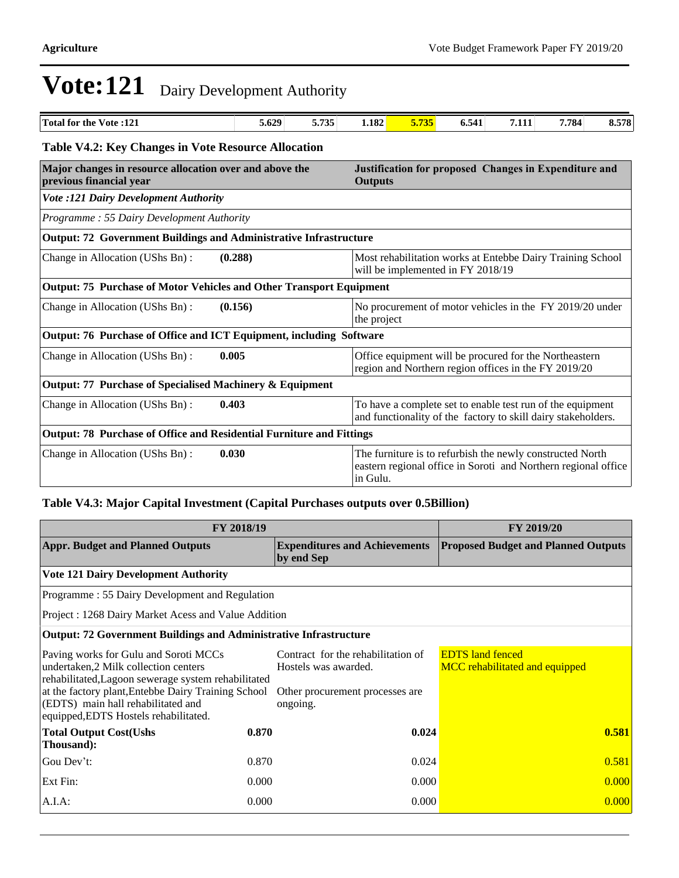# Vote:121 Dairy Development Authority

| Total for the Vote :121 | 5.629 | 5.735 | 1.182 | 5.735 | 6.541 | 7.111 | 7.784 | 8.578 |
|---|---|---|---|---|---|---|---|---|

### Table V4.2: Key Changes in Vote Resource Allocation

| Major changes in resource allocation over and above the previous financial year | | Justification for proposed Changes in Expenditure and Outputs |
|---|---|---|
| *Vote :121 Dairy Development Authority* | | |
| *Programme : 55 Dairy Development Authority* | | |
| **Output: 72 Government Buildings and Administrative Infrastructure** | | |
| Change in Allocation (UShs Bn) : | **(0.288)** | Most rehabilitation works at Entebbe Dairy Training School will be implemented in FY 2018/19 |
| **Output: 75 Purchase of Motor Vehicles and Other Transport Equipment** | | |
| Change in Allocation (UShs Bn) : | **(0.156)** | No procurement of motor vehicles in the FY 2019/20 under the project |
| **Output: 76 Purchase of Office and ICT Equipment, including Software** | | |
| Change in Allocation (UShs Bn) : | **0.005** | Office equipment will be procured for the Northeastern region and Northern region offices in the FY 2019/20 |
| **Output: 77 Purchase of Specialised Machinery & Equipment** | | |
| Change in Allocation (UShs Bn) : | **0.403** | To have a complete set to enable test run of the equipment and functionality of the factory to skill dairy stakeholders. |
| **Output: 78 Purchase of Office and Residential Furniture and Fittings** | | |
| Change in Allocation (UShs Bn) : | **0.030** | The furniture is to refurbish the newly constructed North eastern regional office in Soroti and Northern regional office in Gulu. |

### Table V4.3: Major Capital Investment (Capital Purchases outputs over 0.5Billion)

| FY 2018/19 | | | FY 2019/20 |
|---|---|---|---|
| **Appr. Budget and Planned Outputs** | | **Expenditures and Achievements by end Sep** | **Proposed Budget and Planned Outputs** |
| **Vote 121 Dairy Development Authority** | | | |
| Programme : 55 Dairy Development and Regulation | | | |
| Project : 1268 Dairy Market Acess and Value Addition | | | |
| **Output: 72 Government Buildings and Administrative Infrastructure** | | | |
| Paving works for Gulu and Soroti MCCs undertaken,2 Milk collection centers rehabilitated,Lagoon sewerage system rehabilitated at the factory plant,Entebbe Dairy Training School (EDTS) main hall rehabilitated and equipped,EDTS Hostels rehabilitated. | | Contract for the rehabilitation of Hostels was awarded.<br><br>Other procurement processes are ongoing. | EDTS land fenced<br>MCC rehabilitated and equipped |
| **Total Output Cost(Ushs Thousand):** | **0.870** | **0.024** | **0.581** |
| Gou Dev't: | 0.870 | 0.024 | 0.581 |
| Ext Fin: | 0.000 | 0.000 | 0.000 |
| A.I.A: | 0.000 | 0.000 | 0.000 |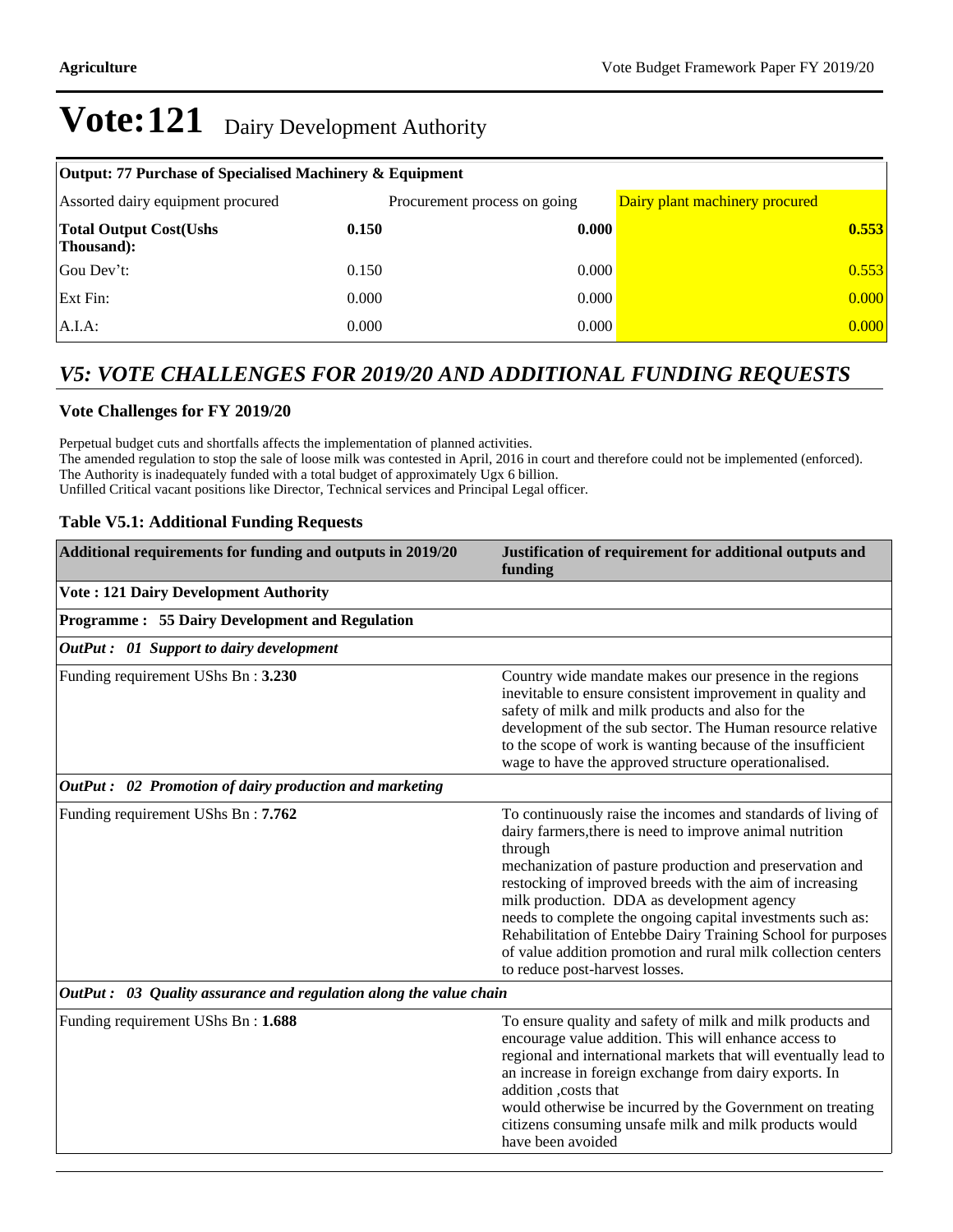# Vote:121 Dairy Development Authority

| Output: 77 Purchase of Specialised Machinery & Equipment | | | |
|---|---|---|---|
| Assorted dairy equipment procured | | Procurement process on going | Dairy plant machinery procured |
| **Total Output Cost(Ushs Thousand):** | **0.150** | **0.000** | **0.553** |
| Gou Dev't: | 0.150 | 0.000 | 0.553 |
| Ext Fin: | 0.000 | 0.000 | 0.000 |
| A.I.A: | 0.000 | 0.000 | 0.000 |

## *V5: VOTE CHALLENGES FOR 2019/20 AND ADDITIONAL FUNDING REQUESTS*

### Vote Challenges for FY 2019/20

Perpetual budget cuts and shortfalls affects the implementation of planned activities.
The amended regulation to stop the sale of loose milk was contested in April, 2016 in court and therefore could not be implemented (enforced).
The Authority is inadequately funded with a total budget of approximately Ugx 6 billion.
Unfilled Critical vacant positions like Director, Technical services and Principal Legal officer.

### Table V5.1: Additional Funding Requests

| Additional requirements for funding and outputs in 2019/20 | Justification of requirement for additional outputs and funding |
|---|---|
| **Vote : 121 Dairy Development Authority** | |
| **Programme : 55 Dairy Development and Regulation** | |
| ***OutPut : 01 Support to dairy development*** | |
| Funding requirement UShs Bn : **3.230** | Country wide mandate makes our presence in the regions inevitable to ensure consistent improvement in quality and safety of milk and milk products and also for the development of the sub sector. The Human resource relative to the scope of work is wanting because of the insufficient wage to have the approved structure operationalised. |
| ***OutPut : 02 Promotion of dairy production and marketing*** | |
| Funding requirement UShs Bn : **7.762** | To continuously raise the incomes and standards of living of dairy farmers,there is need to improve animal nutrition through mechanization of pasture production and preservation and restocking of improved breeds with the aim of increasing milk production. DDA as development agency needs to complete the ongoing capital investments such as: Rehabilitation of Entebbe Dairy Training School for purposes of value addition promotion and rural milk collection centers to reduce post-harvest losses. |
| ***OutPut : 03 Quality assurance and regulation along the value chain*** | |
| Funding requirement UShs Bn : **1.688** | To ensure quality and safety of milk and milk products and encourage value addition. This will enhance access to regional and international markets that will eventually lead to an increase in foreign exchange from dairy exports. In addition ,costs that would otherwise be incurred by the Government on treating citizens consuming unsafe milk and milk products would have been avoided |